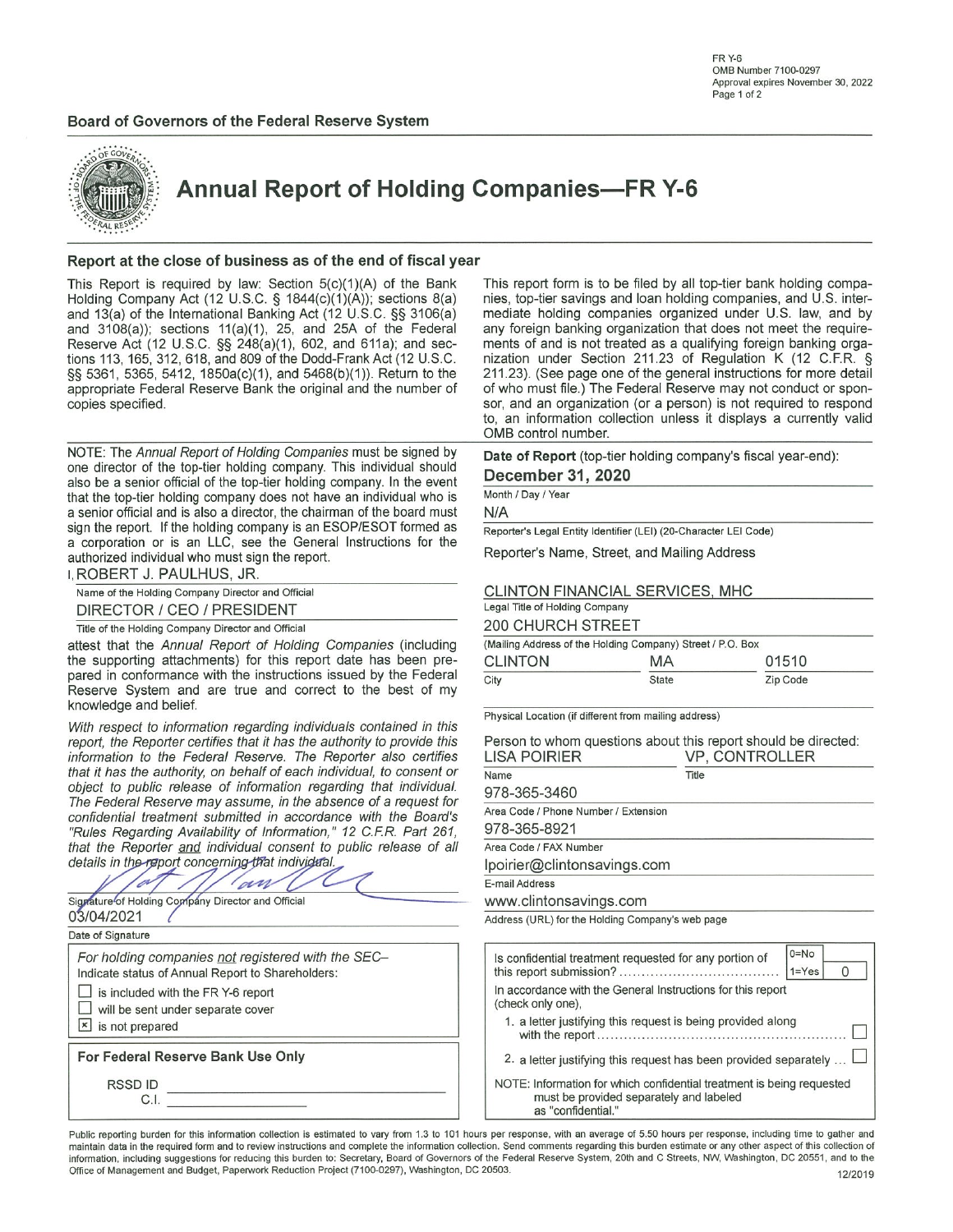FR Y-6
OMB Number 7100-0297
Approval expires November 30, 2022

**Board of Governors of the Federal Reserve System**

# Annual Report of Holding Companies—FR Y-6

## Report at the close of business as of the end of fiscal year

This Report is required by law: Section 5(c)(1)(A) of the Bank Holding Company Act (12 U.S.C. § 1844(c)(1)(A)); sections 8(a) and 13(a) of the International Banking Act (12 U.S.C. §§ 3106(a) and 3108(a)); sections 11(a)(1), 25, and 25A of the Federal Reserve Act (12 U.S.C. §§ 248(a)(1), 602, and 611a); and sections 113, 165, 312, 618, and 809 of the Dodd-Frank Act (12 U.S.C. §§ 5361, 5365, 5412, 1850a(c)(1), and 5468(b)(1)). Return to the appropriate Federal Reserve Bank the original and the number of copies specified.

This report form is to be filed by all top-tier bank holding companies, top-tier savings and loan holding companies, and U.S. intermediate holding companies organized under U.S. law, and by any foreign banking organization that does not meet the requirements of and is not treated as a qualifying foreign banking organization under Section 211.23 of Regulation K (12 C.F.R. § 211.23). (See page one of the general instructions for more detail of who must file.) The Federal Reserve may not conduct or sponsor, and an organization (or a person) is not required to respond to, an information collection unless it displays a currently valid OMB control number.

NOTE: The *Annual Report of Holding Companies* must be signed by one director of the top-tier holding company. This individual should also be a senior official of the top-tier holding company. In the event that the top-tier holding company does not have an individual who is a senior official and is also a director, the chairman of the board must sign the report. If the holding company is an ESOP/ESOT formed as a corporation or is an LLC, see the General Instructions for the authorized individual who must sign the report.

I, ROBERT J. PAULHUS, JR.
Name of the Holding Company Director and Official

DIRECTOR / CEO / PRESIDENT
Title of the Holding Company Director and Official

attest that the *Annual Report of Holding Companies* (including the supporting attachments) for this report date has been prepared in conformance with the instructions issued by the Federal Reserve System and are true and correct to the best of my knowledge and belief.

*With respect to information regarding individuals contained in this report, the Reporter certifies that it has the authority to provide this information to the Federal Reserve. The Reporter also certifies that it has the authority, on behalf of each individual, to consent or object to public release of information regarding that individual. The Federal Reserve may assume, in the absence of a request for confidential treatment submitted in accordance with the Board's "Rules Regarding Availability of Information," 12 C.F.R. Part 261, that the Reporter and individual consent to public release of all details in the report concerning that individual.*

[Signature]
Signature of Holding Company Director and Official

03/04/2021
Date of Signature

For holding companies not registered with the SEC–
Indicate status of Annual Report to Shareholders:

- ☐ is included with the FR Y-6 report
- ☐ will be sent under separate cover
- ☒ is not prepared

**For Federal Reserve Bank Use Only**

RSSD ID ______
C.I. ______

**Date of Report** (top-tier holding company's fiscal year-end):
**December 31, 2020**
Month / Day / Year

N/A
Reporter's Legal Entity Identifier (LEI) (20-Character LEI Code)

Reporter's Name, Street, and Mailing Address

CLINTON FINANCIAL SERVICES, MHC
Legal Title of Holding Company

200 CHURCH STREET
(Mailing Address of the Holding Company) Street / P.O. Box

| CLINTON | MA | 01510 |
|---|---|---|
| City | State | Zip Code |

Physical Location (if different from mailing address)

Person to whom questions about this report should be directed:

| LISA POIRIER | VP, CONTROLLER |
|---|---|
| Name | Title |

978-365-3460
Area Code / Phone Number / Extension

978-365-8921
Area Code / FAX Number

lpoirier@clintonsavings.com
E-mail Address

www.clintonsavings.com
Address (URL) for the Holding Company's web page

Is confidential treatment requested for any portion of this report submission? (0=No, 1=Yes) 0

In accordance with the General Instructions for this report (check only one),

1. a letter justifying this request is being provided along with the report ☐
2. a letter justifying this request has been provided separately ☐

NOTE: Information for which confidential treatment is being requested must be provided separately and labeled as "confidential."

Public reporting burden for this information collection is estimated to vary from 1.3 to 101 hours per response, with an average of 5.50 hours per response, including time to gather and maintain data in the required form and to review instructions and complete the information collection. Send comments regarding this burden estimate or any other aspect of this collection of information, including suggestions for reducing this burden to: Secretary, Board of Governors of the Federal Reserve System, 20th and C Streets, NW, Washington, DC 20551, and to the Office of Management and Budget, Paperwork Reduction Project (7100-0297), Washington, DC 20503.

12/2019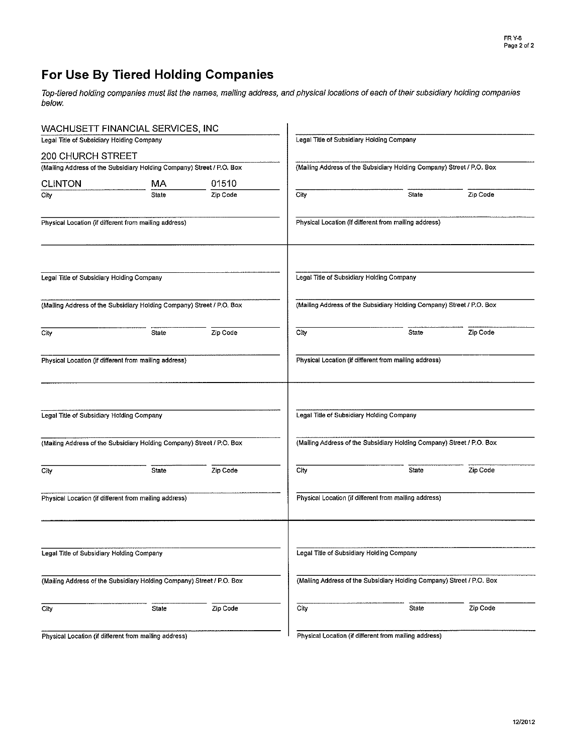# For Use By Tiered Holding Companies

*Top-tiered holding companies must list the names, mailing address, and physical locations of each of their subsidiary holding companies below.*

WACHUSETT FINANCIAL SERVICES, INC
Legal Title of Subsidiary Holding Company

200 CHURCH STREET
(Mailing Address of the Subsidiary Holding Company) Street / P.O. Box

| City | State | Zip Code |
|---|---|---|
| CLINTON | MA | 01510 |

Physical Location (if different from mailing address)

---

Legal Title of Subsidiary Holding Company

(Mailing Address of the Subsidiary Holding Company) Street / P.O. Box

City | State | Zip Code

Physical Location (if different from mailing address)

---

Legal Title of Subsidiary Holding Company

(Mailing Address of the Subsidiary Holding Company) Street / P.O. Box

City | State | Zip Code

Physical Location (if different from mailing address)

---

Legal Title of Subsidiary Holding Company

(Mailing Address of the Subsidiary Holding Company) Street / P.O. Box

City | State | Zip Code

Physical Location (if different from mailing address)

---

Legal Title of Subsidiary Holding Company

(Mailing Address of the Subsidiary Holding Company) Street / P.O. Box

City | State | Zip Code

Physical Location (if different from mailing address)

---

Legal Title of Subsidiary Holding Company

(Mailing Address of the Subsidiary Holding Company) Street / P.O. Box

City | State | Zip Code

Physical Location (if different from mailing address)

---

Legal Title of Subsidiary Holding Company

(Mailing Address of the Subsidiary Holding Company) Street / P.O. Box

City | State | Zip Code

Physical Location (if different from mailing address)

---

Legal Title of Subsidiary Holding Company

(Mailing Address of the Subsidiary Holding Company) Street / P.O. Box

City | State | Zip Code

Physical Location (if different from mailing address)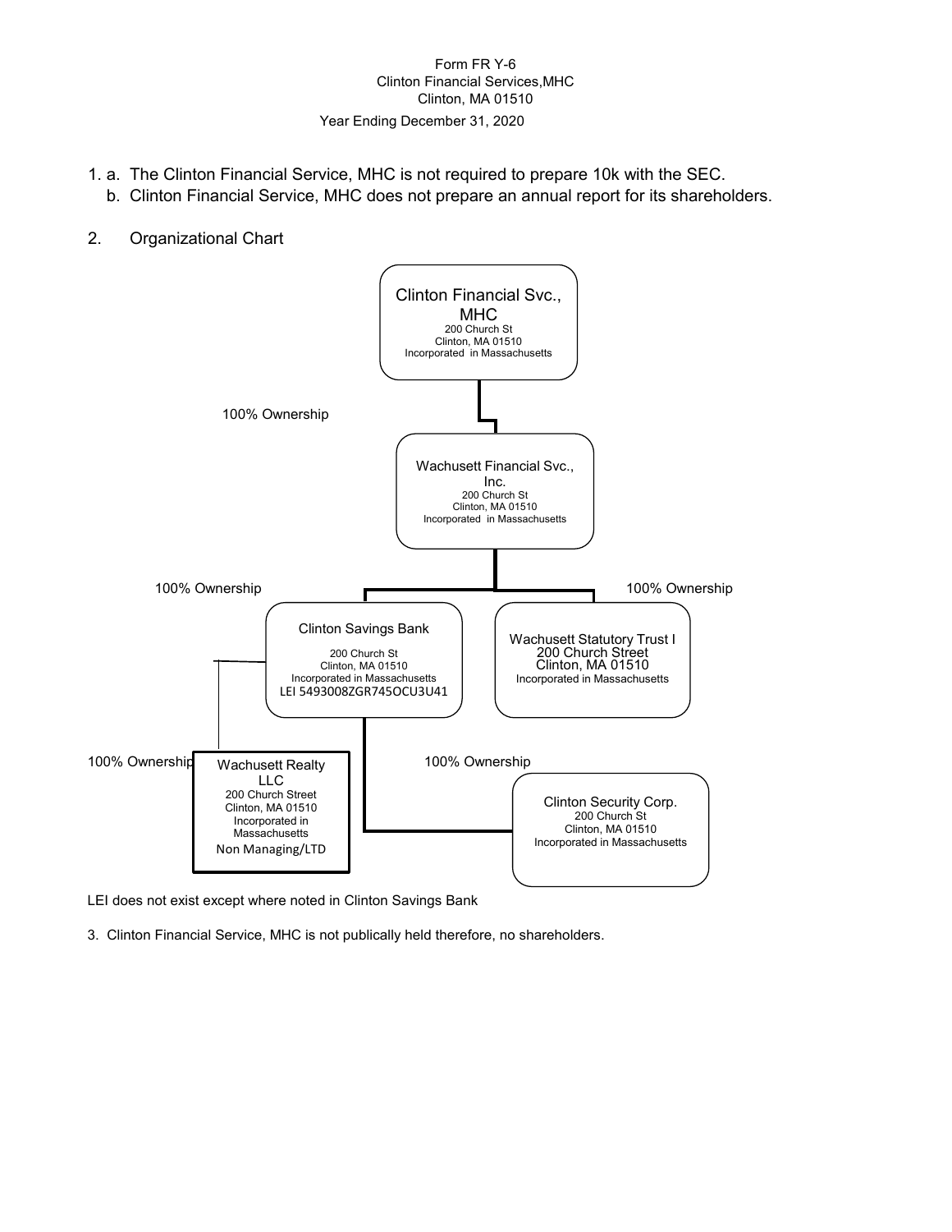Form FR Y-6
Clinton Financial Services,MHC
Clinton, MA 01510
Year Ending December 31, 2020

1. a. The Clinton Financial Service, MHC is not required to prepare 10k with the SEC.
   b. Clinton Financial Service, MHC does not prepare an annual report for its shareholders.

2. Organizational Chart

**Clinton Financial Svc., MHC**
200 Church St
Clinton, MA 01510
Incorporated in Massachusetts

100% Ownership

**Wachusett Financial Svc., Inc.**
200 Church St
Clinton, MA 01510
Incorporated in Massachusetts

100% Ownership

**Clinton Savings Bank**
200 Church St
Clinton, MA 01510
Incorporated in Massachusetts
LEI 5493008ZGR745OCU3U41

100% Ownership

**Wachusett Statutory Trust I**
200 Church Street
Clinton, MA 01510
Incorporated in Massachusetts

100% Ownership

**Wachusett Realty LLC**
200 Church Street
Clinton, MA 01510
Incorporated in Massachusetts
Non Managing/LTD

100% Ownership

**Clinton Security Corp.**
200 Church St
Clinton, MA 01510
Incorporated in Massachusetts

LEI does not exist except where noted in Clinton Savings Bank

3. Clinton Financial Service, MHC is not publically held therefore, no shareholders.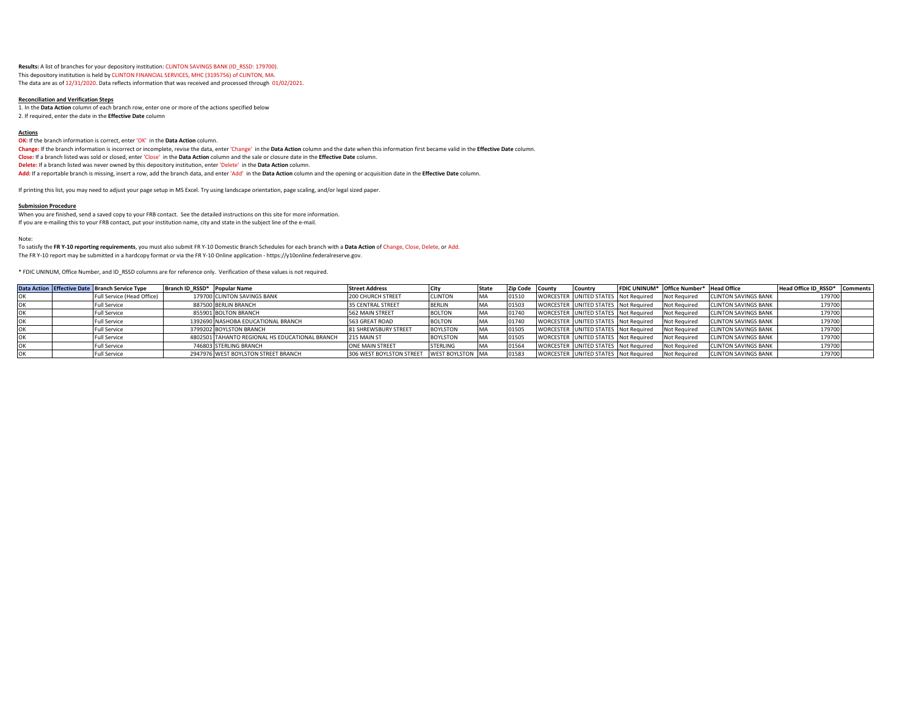**Results:** A list of branches for your depository institution: CLINTON SAVINGS BANK (ID_RSSD: 179700).
This depository institution is held by CLINTON FINANCIAL SERVICES, MHC (3195756) of CLINTON, MA.
The data are as of 12/31/2020. Data reflects information that was received and processed through 01/02/2021.

**Reconciliation and Verification Steps**

1. In the **Data Action** column of each branch row, enter one or more of the actions specified below
2. If required, enter the date in the **Effective Date** column

**Actions**

**OK:** If the branch information is correct, enter 'OK' in the **Data Action** column.

**Change:** If the branch information is incorrect or incomplete, revise the data, enter 'Change' in the **Data Action** column and the date when this information first became valid in the **Effective Date** column.

**Close:** If a branch listed was sold or closed, enter 'Close' in the **Data Action** column and the sale or closure date in the **Effective Date** column.

**Delete:** If a branch listed was never owned by this depository institution, enter 'Delete' in the **Data Action** column.

**Add:** If a reportable branch is missing, insert a row, add the branch data, and enter 'Add' in the **Data Action** column and the opening or acquisition date in the **Effective Date** column.

If printing this list, you may need to adjust your page setup in MS Excel. Try using landscape orientation, page scaling, and/or legal sized paper.

**Submission Procedure**

When you are finished, send a saved copy to your FRB contact. See the detailed instructions on this site for more information.
If you are e-mailing this to your FRB contact, put your institution name, city and state in the subject line of the e-mail.

Note:

To satisfy the **FR Y-10 reporting requirements**, you must also submit FR Y-10 Domestic Branch Schedules for each branch with a **Data Action** of Change, Close, Delete, or Add.
The FR Y-10 report may be submitted in a hardcopy format or via the FR Y-10 Online application - https://y10online.federalreserve.gov.

* FDIC UNINUM, Office Number, and ID_RSSD columns are for reference only. Verification of these values is not required.

| Data Action | Effective Date | Branch Service Type | Branch ID_RSSD* | Popular Name | Street Address | City | State | Zip Code | County | Country | FDIC UNINUM* | Office Number* | Head Office | Head Office ID_RSSD* | Comments |
|---|---|---|---|---|---|---|---|---|---|---|---|---|---|---|---|
| OK | | Full Service (Head Office) | 179700 | CLINTON SAVINGS BANK | 200 CHURCH STREET | CLINTON | MA | 01510 | WORCESTER | UNITED STATES | Not Required | Not Required | CLINTON SAVINGS BANK | 179700 | |
| OK | | Full Service | 887500 | BERLIN BRANCH | 35 CENTRAL STREET | BERLIN | MA | 01503 | WORCESTER | UNITED STATES | Not Required | Not Required | CLINTON SAVINGS BANK | 179700 | |
| OK | | Full Service | 855901 | BOLTON BRANCH | 562 MAIN STREET | BOLTON | MA | 01740 | WORCESTER | UNITED STATES | Not Required | Not Required | CLINTON SAVINGS BANK | 179700 | |
| OK | | Full Service | 1392690 | NASHOBA EDUCATIONAL BRANCH | 563 GREAT ROAD | BOLTON | MA | 01740 | WORCESTER | UNITED STATES | Not Required | Not Required | CLINTON SAVINGS BANK | 179700 | |
| OK | | Full Service | 3799202 | BOYLSTON BRANCH | 81 SHREWSBURY STREET | BOYLSTON | MA | 01505 | WORCESTER | UNITED STATES | Not Required | Not Required | CLINTON SAVINGS BANK | 179700 | |
| OK | | Full Service | 4802501 | TAHANTO REGIONAL HS EDUCATIONAL BRANCH | 215 MAIN ST | BOYLSTON | MA | 01505 | WORCESTER | UNITED STATES | Not Required | Not Required | CLINTON SAVINGS BANK | 179700 | |
| OK | | Full Service | 746803 | STERLING BRANCH | ONE MAIN STREET | STERLING | MA | 01564 | WORCESTER | UNITED STATES | Not Required | Not Required | CLINTON SAVINGS BANK | 179700 | |
| OK | | Full Service | 2947976 | WEST BOYLSTON STREET BRANCH | 306 WEST BOYLSTON STREET | WEST BOYLSTON | MA | 01583 | WORCESTER | UNITED STATES | Not Required | Not Required | CLINTON SAVINGS BANK | 179700 | |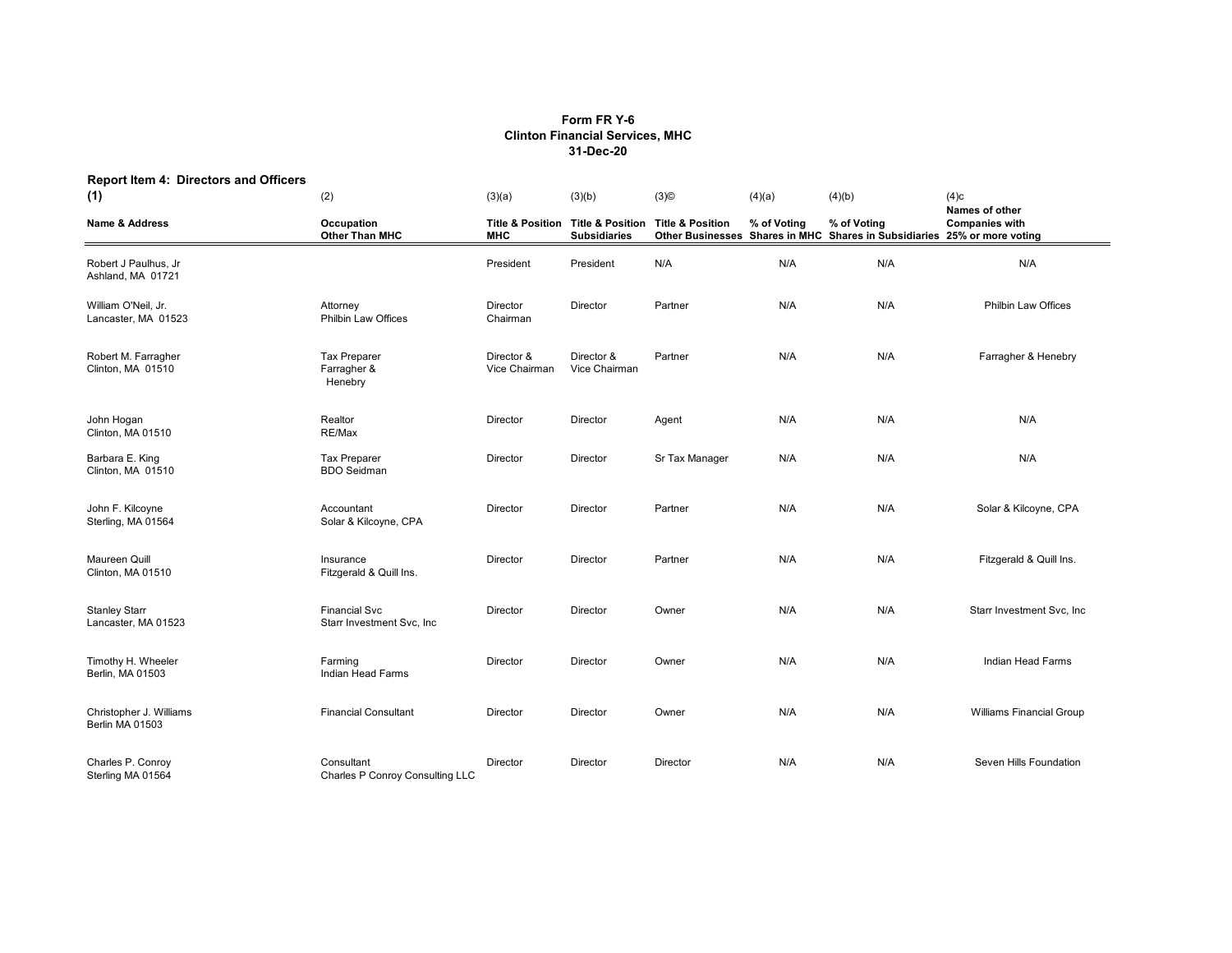**Form FR Y-6**
**Clinton Financial Services, MHC**
**31-Dec-20**

**Report Item 4: Directors and Officers**

| (1) Name & Address | (2) Occupation Other Than MHC | (3)(a) Title & Position MHC | (3)(b) Title & Position Subsidiaries | (3)© Title & Position Other Businesses | (4)(a) % of Voting Shares in MHC | (4)(b) % of Voting Shares in Subsidiaries | (4)c Names of other Companies with 25% or more voting |
|---|---|---|---|---|---|---|---|
| Robert J Paulhus, Jr Ashland, MA 01721 | | President | President | N/A | N/A | N/A | N/A |
| William O'Neil, Jr. Lancaster, MA 01523 | Attorney Philbin Law Offices | Director Chairman | Director | Partner | N/A | N/A | Philbin Law Offices |
| Robert M. Farragher Clinton, MA 01510 | Tax Preparer Farragher & Henebry | Director & Vice Chairman | Director & Vice Chairman | Partner | N/A | N/A | Farragher & Henebry |
| John Hogan Clinton, MA 01510 | Realtor RE/Max | Director | Director | Agent | N/A | N/A | N/A |
| Barbara E. King Clinton, MA 01510 | Tax Preparer BDO Seidman | Director | Director | Sr Tax Manager | N/A | N/A | N/A |
| John F. Kilcoyne Sterling, MA 01564 | Accountant Solar & Kilcoyne, CPA | Director | Director | Partner | N/A | N/A | Solar & Kilcoyne, CPA |
| Maureen Quill Clinton, MA 01510 | Insurance Fitzgerald & Quill Ins. | Director | Director | Partner | N/A | N/A | Fitzgerald & Quill Ins. |
| Stanley Starr Lancaster, MA 01523 | Financial Svc Starr Investment Svc, Inc | Director | Director | Owner | N/A | N/A | Starr Investment Svc, Inc |
| Timothy H. Wheeler Berlin, MA 01503 | Farming Indian Head Farms | Director | Director | Owner | N/A | N/A | Indian Head Farms |
| Christopher J. Williams Berlin MA 01503 | Financial Consultant | Director | Director | Owner | N/A | N/A | Williams Financial Group |
| Charles P. Conroy Sterling MA 01564 | Consultant Charles P Conroy Consulting LLC | Director | Director | Director | N/A | N/A | Seven Hills Foundation |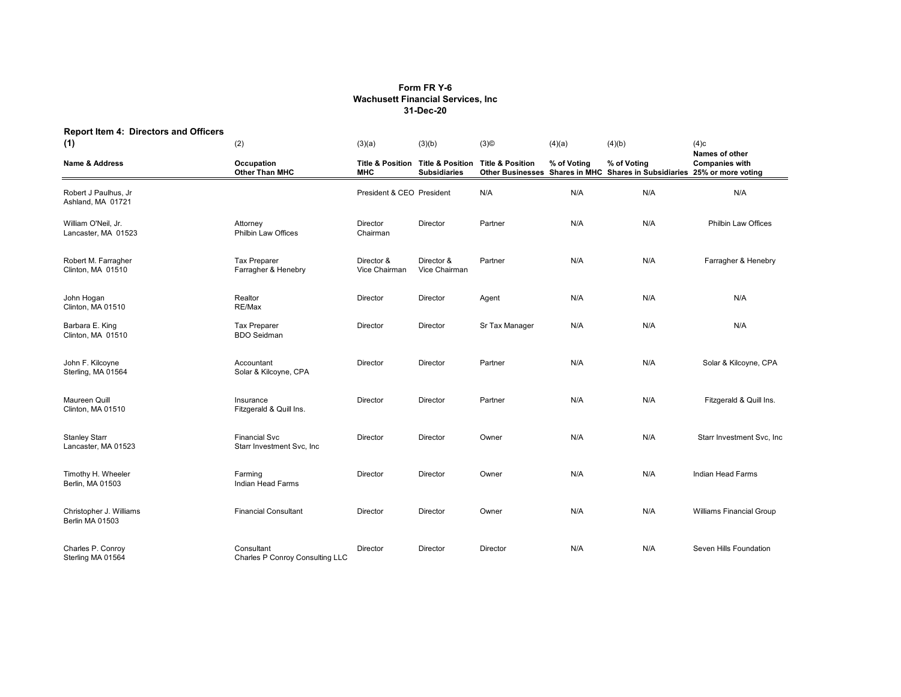**Form FR Y-6**
**Wachusett Financial Services, Inc**
**31-Dec-20**

**Report Item 4: Directors and Officers**

| (1) Name & Address | (2) Occupation Other Than MHC | (3)(a) Title & Position MHC | (3)(b) Title & Position Subsidiaries | (3)© Title & Position Other Businesses | (4)(a) % of Voting Shares in MHC | (4)(b) % of Voting Shares in Subsidiaries | (4)c Names of other Companies with 25% or more voting |
|---|---|---|---|---|---|---|---|
| Robert J Paulhus, Jr Ashland, MA 01721 | | President & CEO | President | N/A | N/A | N/A | N/A |
| William O'Neil, Jr. Lancaster, MA 01523 | Attorney Philbin Law Offices | Director Chairman | Director | Partner | N/A | N/A | Philbin Law Offices |
| Robert M. Farragher Clinton, MA 01510 | Tax Preparer Farragher & Henebry | Director & Vice Chairman | Director & Vice Chairman | Partner | N/A | N/A | Farragher & Henebry |
| John Hogan Clinton, MA 01510 | Realtor RE/Max | Director | Director | Agent | N/A | N/A | N/A |
| Barbara E. King Clinton, MA 01510 | Tax Preparer BDO Seidman | Director | Director | Sr Tax Manager | N/A | N/A | N/A |
| John F. Kilcoyne Sterling, MA 01564 | Accountant Solar & Kilcoyne, CPA | Director | Director | Partner | N/A | N/A | Solar & Kilcoyne, CPA |
| Maureen Quill Clinton, MA 01510 | Insurance Fitzgerald & Quill Ins. | Director | Director | Partner | N/A | N/A | Fitzgerald & Quill Ins. |
| Stanley Starr Lancaster, MA 01523 | Financial Svc Starr Investment Svc, Inc | Director | Director | Owner | N/A | N/A | Starr Investment Svc, Inc |
| Timothy H. Wheeler Berlin, MA 01503 | Farming Indian Head Farms | Director | Director | Owner | N/A | N/A | Indian Head Farms |
| Christopher J. Williams Berlin MA 01503 | Financial Consultant | Director | Director | Owner | N/A | N/A | Williams Financial Group |
| Charles P. Conroy Sterling MA 01564 | Consultant Charles P Conroy Consulting LLC | Director | Director | Director | N/A | N/A | Seven Hills Foundation |